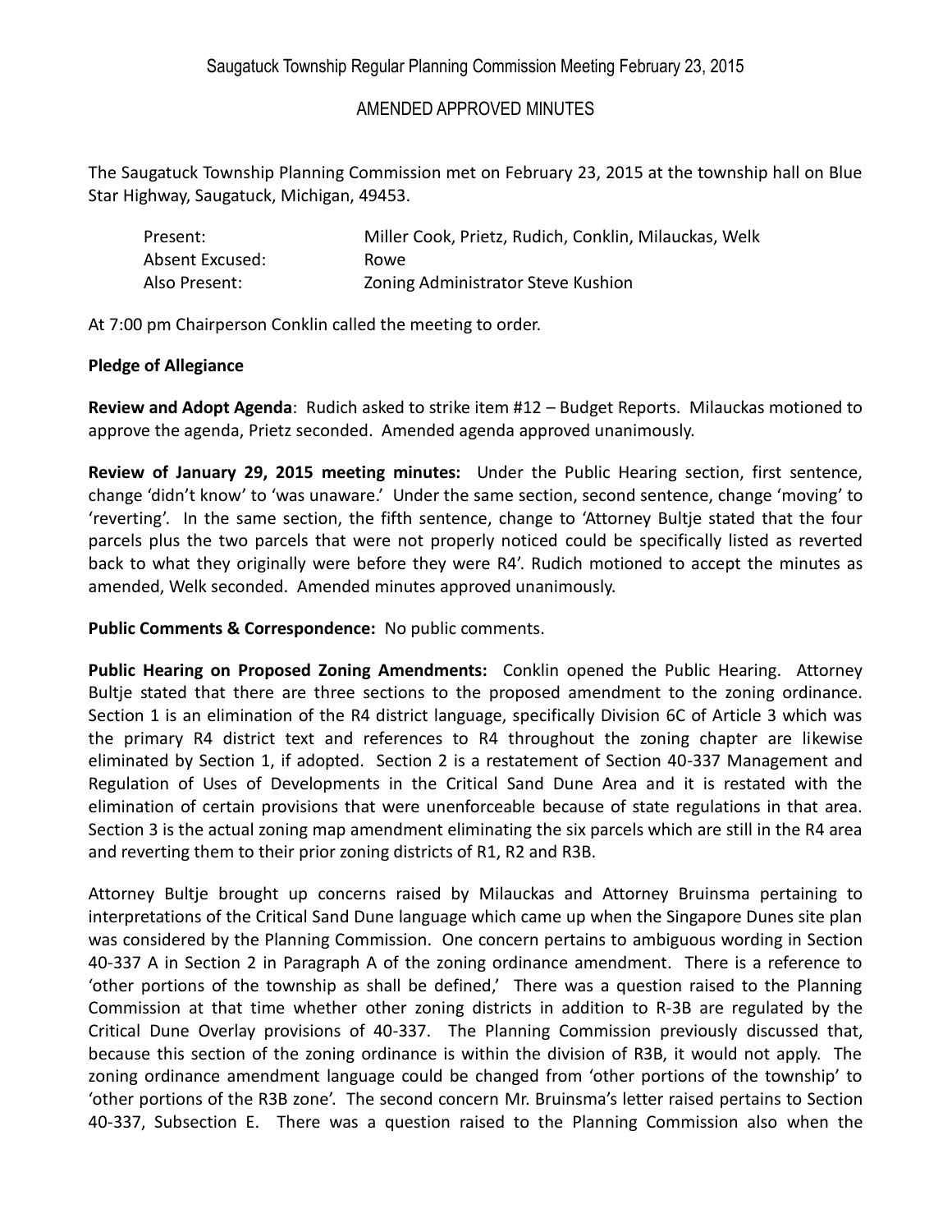# Saugatuck Township Regular Planning Commission Meeting February 23, 2015

## AMENDED APPROVED MINUTES

The Saugatuck Township Planning Commission met on February 23, 2015 at the township hall on Blue Star Highway, Saugatuck, Michigan, 49453.

| | |
|---|---|
| Present: | Miller Cook, Prietz, Rudich, Conklin, Milauckas, Welk |
| Absent Excused: | Rowe |
| Also Present: | Zoning Administrator Steve Kushion |

At 7:00 pm Chairperson Conklin called the meeting to order.

**Pledge of Allegiance**

**Review and Adopt Agenda**: Rudich asked to strike item #12 – Budget Reports. Milauckas motioned to approve the agenda, Prietz seconded. Amended agenda approved unanimously.

**Review of January 29, 2015 meeting minutes:** Under the Public Hearing section, first sentence, change 'didn't know' to 'was unaware.' Under the same section, second sentence, change 'moving' to 'reverting'. In the same section, the fifth sentence, change to 'Attorney Bultje stated that the four parcels plus the two parcels that were not properly noticed could be specifically listed as reverted back to what they originally were before they were R4'. Rudich motioned to accept the minutes as amended, Welk seconded. Amended minutes approved unanimously.

**Public Comments & Correspondence:** No public comments.

**Public Hearing on Proposed Zoning Amendments:** Conklin opened the Public Hearing. Attorney Bultje stated that there are three sections to the proposed amendment to the zoning ordinance. Section 1 is an elimination of the R4 district language, specifically Division 6C of Article 3 which was the primary R4 district text and references to R4 throughout the zoning chapter are likewise eliminated by Section 1, if adopted. Section 2 is a restatement of Section 40-337 Management and Regulation of Uses of Developments in the Critical Sand Dune Area and it is restated with the elimination of certain provisions that were unenforceable because of state regulations in that area. Section 3 is the actual zoning map amendment eliminating the six parcels which are still in the R4 area and reverting them to their prior zoning districts of R1, R2 and R3B.

Attorney Bultje brought up concerns raised by Milauckas and Attorney Bruinsma pertaining to interpretations of the Critical Sand Dune language which came up when the Singapore Dunes site plan was considered by the Planning Commission. One concern pertains to ambiguous wording in Section 40-337 A in Section 2 in Paragraph A of the zoning ordinance amendment. There is a reference to 'other portions of the township as shall be defined,' There was a question raised to the Planning Commission at that time whether other zoning districts in addition to R-3B are regulated by the Critical Dune Overlay provisions of 40-337. The Planning Commission previously discussed that, because this section of the zoning ordinance is within the division of R3B, it would not apply. The zoning ordinance amendment language could be changed from 'other portions of the township' to 'other portions of the R3B zone'. The second concern Mr. Bruinsma's letter raised pertains to Section 40-337, Subsection E. There was a question raised to the Planning Commission also when the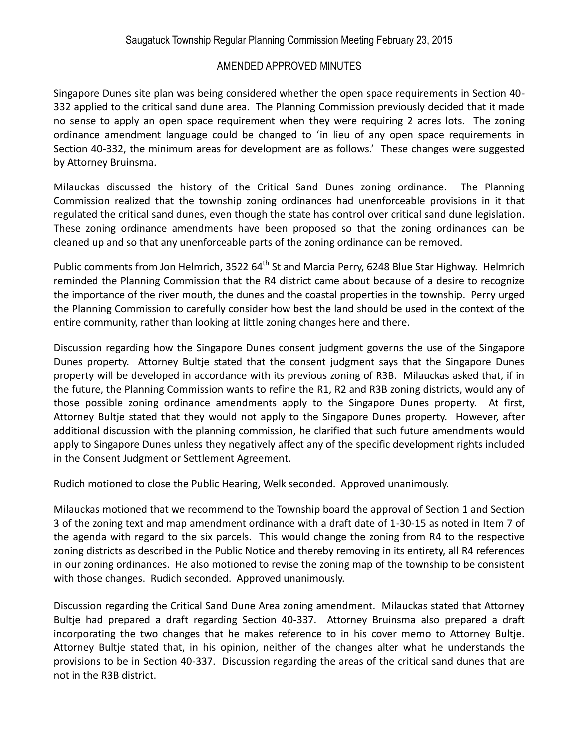Singapore Dunes site plan was being considered whether the open space requirements in Section 40-332 applied to the critical sand dune area. The Planning Commission previously decided that it made no sense to apply an open space requirement when they were requiring 2 acres lots. The zoning ordinance amendment language could be changed to 'in lieu of any open space requirements in Section 40-332, the minimum areas for development are as follows.' These changes were suggested by Attorney Bruinsma.

Milauckas discussed the history of the Critical Sand Dunes zoning ordinance. The Planning Commission realized that the township zoning ordinances had unenforceable provisions in it that regulated the critical sand dunes, even though the state has control over critical sand dune legislation. These zoning ordinance amendments have been proposed so that the zoning ordinances can be cleaned up and so that any unenforceable parts of the zoning ordinance can be removed.

Public comments from Jon Helmrich, 3522 64th St and Marcia Perry, 6248 Blue Star Highway. Helmrich reminded the Planning Commission that the R4 district came about because of a desire to recognize the importance of the river mouth, the dunes and the coastal properties in the township. Perry urged the Planning Commission to carefully consider how best the land should be used in the context of the entire community, rather than looking at little zoning changes here and there.

Discussion regarding how the Singapore Dunes consent judgment governs the use of the Singapore Dunes property. Attorney Bultje stated that the consent judgment says that the Singapore Dunes property will be developed in accordance with its previous zoning of R3B. Milauckas asked that, if in the future, the Planning Commission wants to refine the R1, R2 and R3B zoning districts, would any of those possible zoning ordinance amendments apply to the Singapore Dunes property. At first, Attorney Bultje stated that they would not apply to the Singapore Dunes property. However, after additional discussion with the planning commission, he clarified that such future amendments would apply to Singapore Dunes unless they negatively affect any of the specific development rights included in the Consent Judgment or Settlement Agreement.

Rudich motioned to close the Public Hearing, Welk seconded. Approved unanimously.

Milauckas motioned that we recommend to the Township board the approval of Section 1 and Section 3 of the zoning text and map amendment ordinance with a draft date of 1-30-15 as noted in Item 7 of the agenda with regard to the six parcels. This would change the zoning from R4 to the respective zoning districts as described in the Public Notice and thereby removing in its entirety, all R4 references in our zoning ordinances. He also motioned to revise the zoning map of the township to be consistent with those changes. Rudich seconded. Approved unanimously.

Discussion regarding the Critical Sand Dune Area zoning amendment. Milauckas stated that Attorney Bultje had prepared a draft regarding Section 40-337. Attorney Bruinsma also prepared a draft incorporating the two changes that he makes reference to in his cover memo to Attorney Bultje. Attorney Bultje stated that, in his opinion, neither of the changes alter what he understands the provisions to be in Section 40-337. Discussion regarding the areas of the critical sand dunes that are not in the R3B district.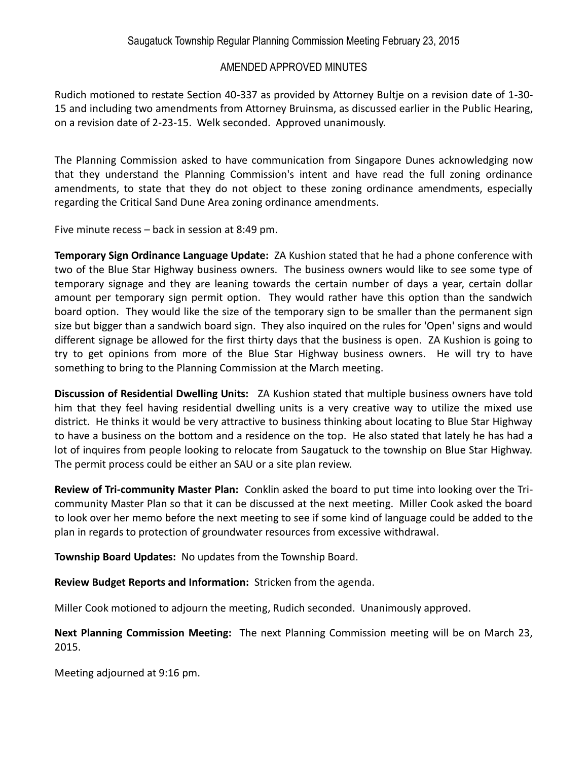Rudich motioned to restate Section 40-337 as provided by Attorney Bultje on a revision date of 1-30-15 and including two amendments from Attorney Bruinsma, as discussed earlier in the Public Hearing, on a revision date of 2-23-15. Welk seconded. Approved unanimously.

The Planning Commission asked to have communication from Singapore Dunes acknowledging now that they understand the Planning Commission's intent and have read the full zoning ordinance amendments, to state that they do not object to these zoning ordinance amendments, especially regarding the Critical Sand Dune Area zoning ordinance amendments.

Five minute recess – back in session at 8:49 pm.

**Temporary Sign Ordinance Language Update:** ZA Kushion stated that he had a phone conference with two of the Blue Star Highway business owners. The business owners would like to see some type of temporary signage and they are leaning towards the certain number of days a year, certain dollar amount per temporary sign permit option. They would rather have this option than the sandwich board option. They would like the size of the temporary sign to be smaller than the permanent sign size but bigger than a sandwich board sign. They also inquired on the rules for 'Open' signs and would different signage be allowed for the first thirty days that the business is open. ZA Kushion is going to try to get opinions from more of the Blue Star Highway business owners. He will try to have something to bring to the Planning Commission at the March meeting.

**Discussion of Residential Dwelling Units:** ZA Kushion stated that multiple business owners have told him that they feel having residential dwelling units is a very creative way to utilize the mixed use district. He thinks it would be very attractive to business thinking about locating to Blue Star Highway to have a business on the bottom and a residence on the top. He also stated that lately he has had a lot of inquires from people looking to relocate from Saugatuck to the township on Blue Star Highway. The permit process could be either an SAU or a site plan review.

**Review of Tri-community Master Plan:** Conklin asked the board to put time into looking over the Tri-community Master Plan so that it can be discussed at the next meeting. Miller Cook asked the board to look over her memo before the next meeting to see if some kind of language could be added to the plan in regards to protection of groundwater resources from excessive withdrawal.

**Township Board Updates:** No updates from the Township Board.

**Review Budget Reports and Information:** Stricken from the agenda.

Miller Cook motioned to adjourn the meeting, Rudich seconded. Unanimously approved.

**Next Planning Commission Meeting:** The next Planning Commission meeting will be on March 23, 2015.

Meeting adjourned at 9:16 pm.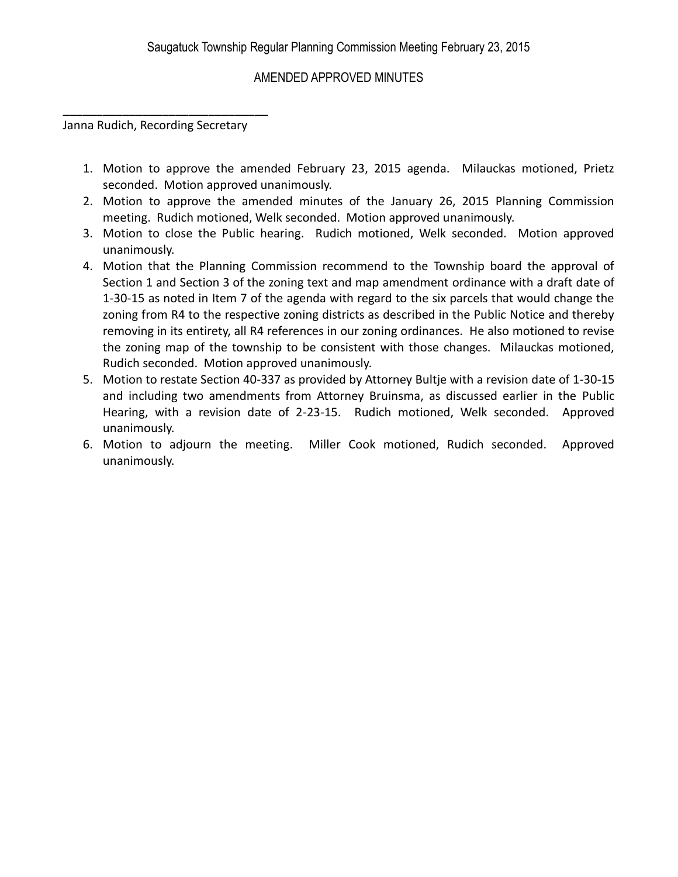Saugatuck Township Regular Planning Commission Meeting February 23, 2015

AMENDED APPROVED MINUTES

_______________________________
Janna Rudich, Recording Secretary

1. Motion to approve the amended February 23, 2015 agenda. Milauckas motioned, Prietz seconded. Motion approved unanimously.
2. Motion to approve the amended minutes of the January 26, 2015 Planning Commission meeting. Rudich motioned, Welk seconded. Motion approved unanimously.
3. Motion to close the Public hearing. Rudich motioned, Welk seconded. Motion approved unanimously.
4. Motion that the Planning Commission recommend to the Township board the approval of Section 1 and Section 3 of the zoning text and map amendment ordinance with a draft date of 1-30-15 as noted in Item 7 of the agenda with regard to the six parcels that would change the zoning from R4 to the respective zoning districts as described in the Public Notice and thereby removing in its entirety, all R4 references in our zoning ordinances. He also motioned to revise the zoning map of the township to be consistent with those changes. Milauckas motioned, Rudich seconded. Motion approved unanimously.
5. Motion to restate Section 40-337 as provided by Attorney Bultje with a revision date of 1-30-15 and including two amendments from Attorney Bruinsma, as discussed earlier in the Public Hearing, with a revision date of 2-23-15. Rudich motioned, Welk seconded. Approved unanimously.
6. Motion to adjourn the meeting. Miller Cook motioned, Rudich seconded. Approved unanimously.